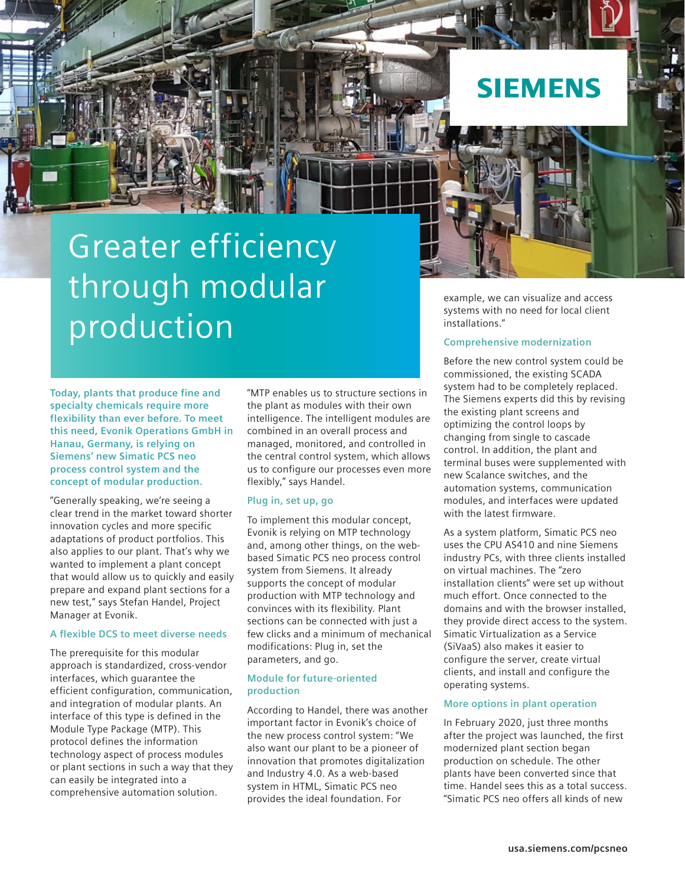SIEMENS

# Greater efficiency through modular production

**Today, plants that produce fine and specialty chemicals require more flexibility than ever before. To meet this need, Evonik Operations GmbH in Hanau, Germany, is relying on Siemens' new Simatic PCS neo process control system and the concept of modular production.**

"Generally speaking, we're seeing a clear trend in the market toward shorter innovation cycles and more specific adaptations of product portfolios. This also applies to our plant. That's why we wanted to implement a plant concept that would allow us to quickly and easily prepare and expand plant sections for a new test," says Stefan Handel, Project Manager at Evonik.

## A flexible DCS to meet diverse needs

The prerequisite for this modular approach is standardized, cross-vendor interfaces, which guarantee the efficient configuration, communication, and integration of modular plants. An interface of this type is defined in the Module Type Package (MTP). This protocol defines the information technology aspect of process modules or plant sections in such a way that they can easily be integrated into a comprehensive automation solution.

"MTP enables us to structure sections in the plant as modules with their own intelligence. The intelligent modules are combined in an overall process and managed, monitored, and controlled in the central control system, which allows us to configure our processes even more flexibly," says Handel.

## Plug in, set up, go

To implement this modular concept, Evonik is relying on MTP technology and, among other things, on the web-based Simatic PCS neo process control system from Siemens. It already supports the concept of modular production with MTP technology and convinces with its flexibility. Plant sections can be connected with just a few clicks and a minimum of mechanical modifications: Plug in, set the parameters, and go.

## Module for future-oriented production

According to Handel, there was another important factor in Evonik's choice of the new process control system: "We also want our plant to be a pioneer of innovation that promotes digitalization and Industry 4.0. As a web-based system in HTML, Simatic PCS neo provides the ideal foundation. For example, we can visualize and access systems with no need for local client installations."

## Comprehensive modernization

Before the new control system could be commissioned, the existing SCADA system had to be completely replaced. The Siemens experts did this by revising the existing plant screens and optimizing the control loops by changing from single to cascade control. In addition, the plant and terminal buses were supplemented with new Scalance switches, and the automation systems, communication modules, and interfaces were updated with the latest firmware.

As a system platform, Simatic PCS neo uses the CPU AS410 and nine Siemens industry PCs, with three clients installed on virtual machines. The "zero installation clients" were set up without much effort. Once connected to the domains and with the browser installed, they provide direct access to the system. Simatic Virtualization as a Service (SiVaaS) also makes it easier to configure the server, create virtual clients, and install and configure the operating systems.

## More options in plant operation

In February 2020, just three months after the project was launched, the first modernized plant section began production on schedule. The other plants have been converted since that time. Handel sees this as a total success. "Simatic PCS neo offers all kinds of new

**usa.siemens.com/pcsneo**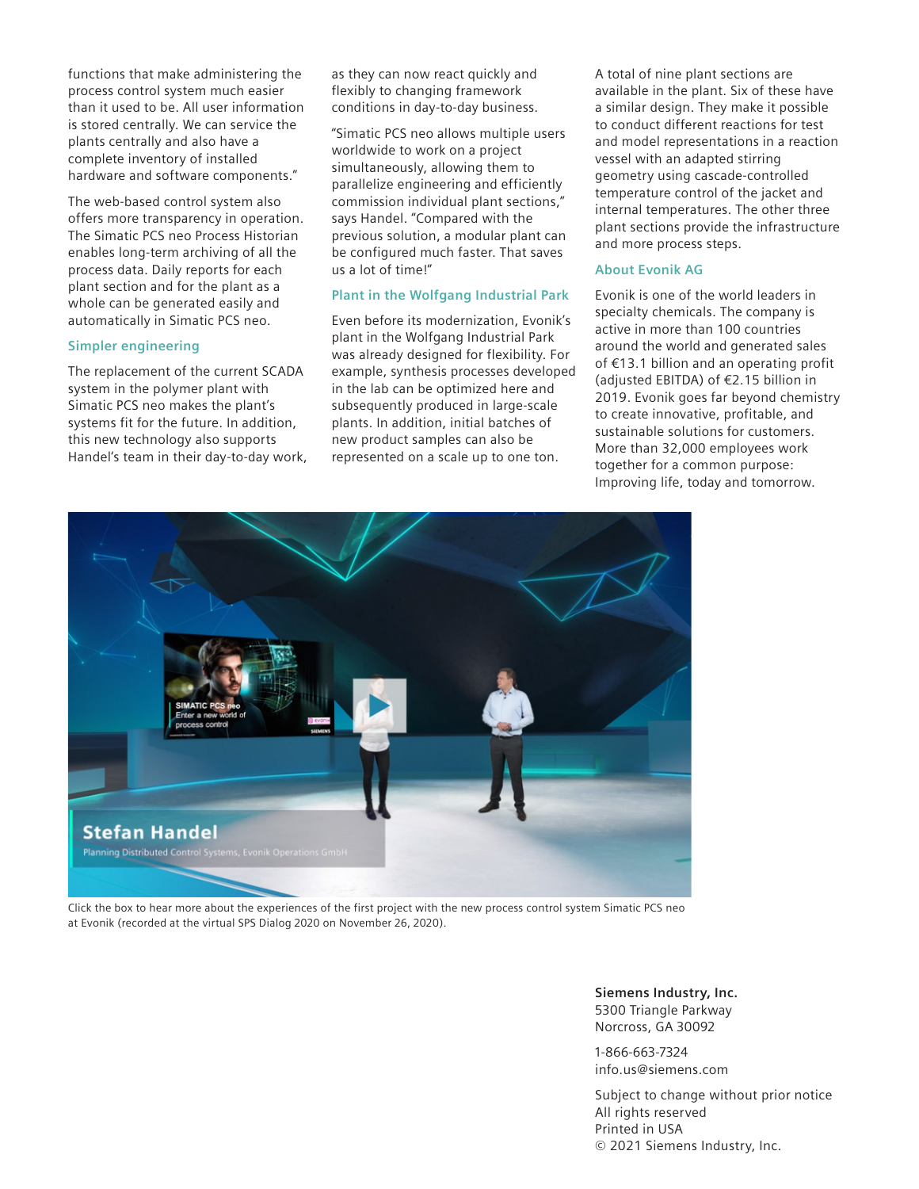functions that make administering the process control system much easier than it used to be. All user information is stored centrally. We can service the plants centrally and also have a complete inventory of installed hardware and software components."

The web-based control system also offers more transparency in operation. The Simatic PCS neo Process Historian enables long-term archiving of all the process data. Daily reports for each plant section and for the plant as a whole can be generated easily and automatically in Simatic PCS neo.

### Simpler engineering

The replacement of the current SCADA system in the polymer plant with Simatic PCS neo makes the plant's systems fit for the future. In addition, this new technology also supports Handel's team in their day-to-day work, as they can now react quickly and flexibly to changing framework conditions in day-to-day business.

"Simatic PCS neo allows multiple users worldwide to work on a project simultaneously, allowing them to parallelize engineering and efficiently commission individual plant sections," says Handel. "Compared with the previous solution, a modular plant can be configured much faster. That saves us a lot of time!"

### Plant in the Wolfgang Industrial Park

Even before its modernization, Evonik's plant in the Wolfgang Industrial Park was already designed for flexibility. For example, synthesis processes developed in the lab can be optimized here and subsequently produced in large-scale plants. In addition, initial batches of new product samples can also be represented on a scale up to one ton.

A total of nine plant sections are available in the plant. Six of these have a similar design. They make it possible to conduct different reactions for test and model representations in a reaction vessel with an adapted stirring geometry using cascade-controlled temperature control of the jacket and internal temperatures. The other three plant sections provide the infrastructure and more process steps.

### About Evonik AG

Evonik is one of the world leaders in specialty chemicals. The company is active in more than 100 countries around the world and generated sales of €13.1 billion and an operating profit (adjusted EBITDA) of €2.15 billion in 2019. Evonik goes far beyond chemistry to create innovative, profitable, and sustainable solutions for customers. More than 32,000 employees work together for a common purpose: Improving life, today and tomorrow.

Click the box to hear more about the experiences of the first project with the new process control system Simatic PCS neo at Evonik (recorded at the virtual SPS Dialog 2020 on November 26, 2020).

**Siemens Industry, Inc.**
5300 Triangle Parkway
Norcross, GA 30092

1-866-663-7324
info.us@siemens.com

Subject to change without prior notice
All rights reserved
Printed in USA
© 2021 Siemens Industry, Inc.